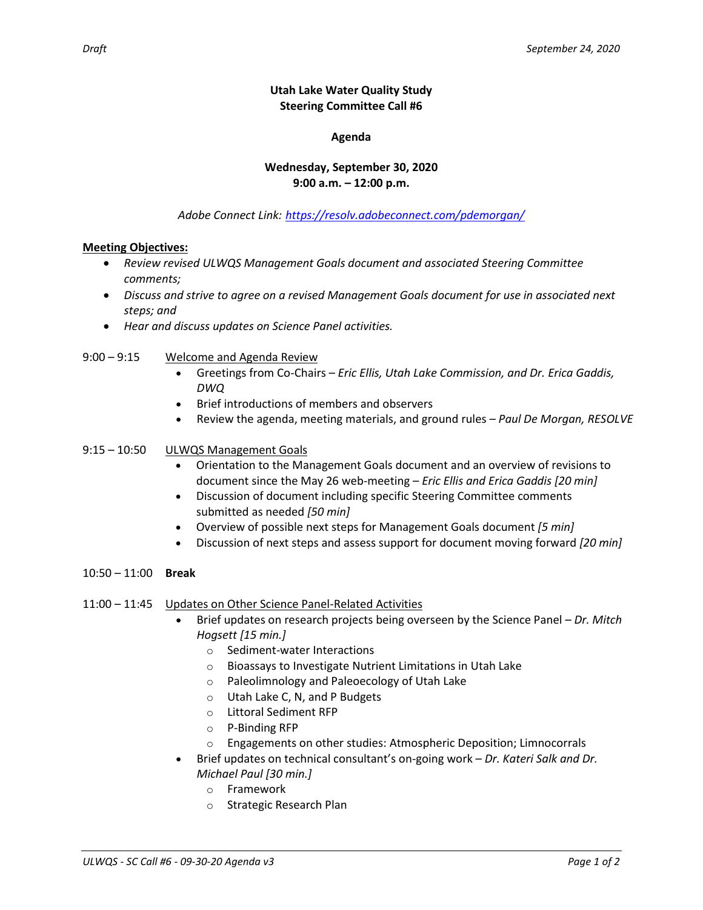*Draft* *September 24, 2020*

**Utah Lake Water Quality Study**
**Steering Committee Call #6**

**Agenda**

**Wednesday, September 30, 2020**
**9:00 a.m. – 12:00 p.m.**

*Adobe Connect Link: https://resolv.adobeconnect.com/pdemorgan/*

**Meeting Objectives:**

- *Review revised ULWQS Management Goals document and associated Steering Committee comments;*
- *Discuss and strive to agree on a revised Management Goals document for use in associated next steps; and*
- *Hear and discuss updates on Science Panel activities.*

9:00 – 9:15 Welcome and Agenda Review

- Greetings from Co-Chairs – *Eric Ellis, Utah Lake Commission, and Dr. Erica Gaddis, DWQ*
- Brief introductions of members and observers
- Review the agenda, meeting materials, and ground rules – *Paul De Morgan, RESOLVE*

9:15 – 10:50 ULWQS Management Goals

- Orientation to the Management Goals document and an overview of revisions to document since the May 26 web-meeting – *Eric Ellis and Erica Gaddis [20 min]*
- Discussion of document including specific Steering Committee comments submitted as needed *[50 min]*
- Overview of possible next steps for Management Goals document *[5 min]*
- Discussion of next steps and assess support for document moving forward *[20 min]*

10:50 – 11:00 **Break**

11:00 – 11:45 Updates on Other Science Panel-Related Activities

- Brief updates on research projects being overseen by the Science Panel – *Dr. Mitch Hogsett [15 min.]*
  - Sediment-water Interactions
  - Bioassays to Investigate Nutrient Limitations in Utah Lake
  - Paleolimnology and Paleoecology of Utah Lake
  - Utah Lake C, N, and P Budgets
  - Littoral Sediment RFP
  - P-Binding RFP
  - Engagements on other studies: Atmospheric Deposition; Limnocorrals
- Brief updates on technical consultant's on-going work – *Dr. Kateri Salk and Dr. Michael Paul [30 min.]*
  - Framework
  - Strategic Research Plan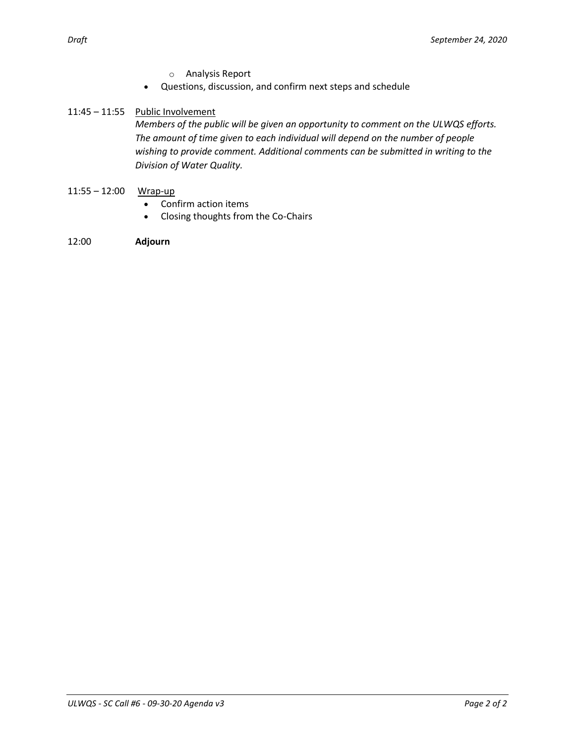- Analysis Report
- Questions, discussion, and confirm next steps and schedule

11:45 – 11:55 Public Involvement

*Members of the public will be given an opportunity to comment on the ULWQS efforts. The amount of time given to each individual will depend on the number of people wishing to provide comment. Additional comments can be submitted in writing to the Division of Water Quality.*

11:55 – 12:00 Wrap-up

- Confirm action items
- Closing thoughts from the Co-Chairs

12:00 **Adjourn**